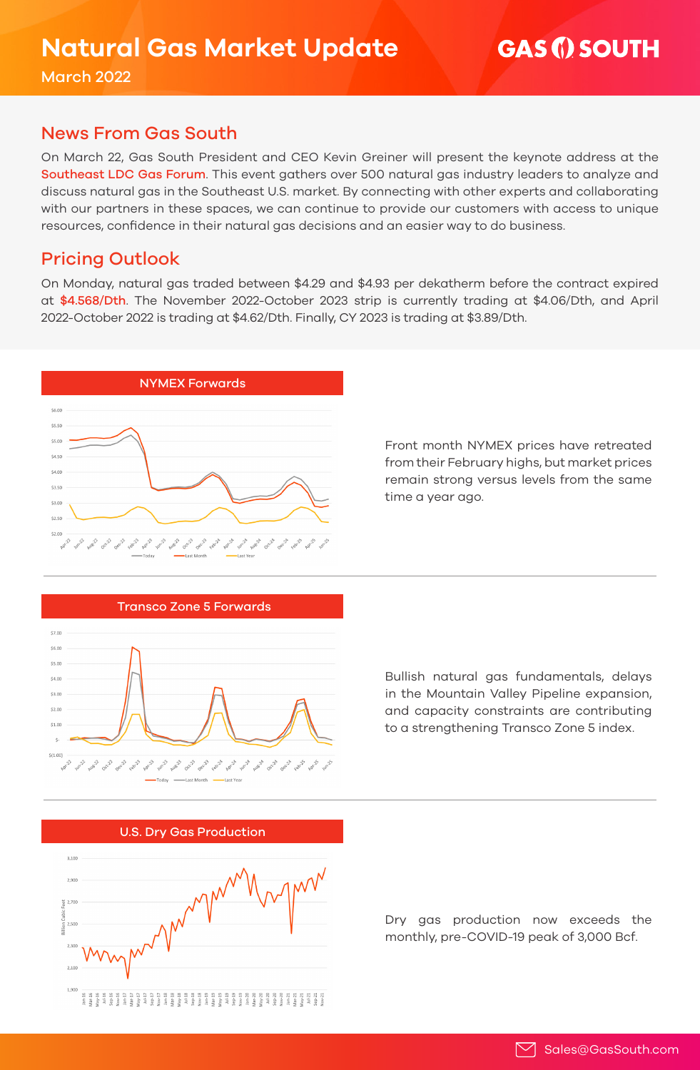# Natural Gas Market Update

March 2022

GAS SOUTH

## News From Gas South

On March 22, Gas South President and CEO Kevin Greiner will present the keynote address at the Southeast LDC Gas Forum. This event gathers over 500 natural gas industry leaders to analyze and discuss natural gas in the Southeast U.S. market. By connecting with other experts and collaborating with our partners in these spaces, we can continue to provide our customers with access to unique resources, confidence in their natural gas decisions and an easier way to do business.

## Pricing Outlook

On Monday, natural gas traded between $4.29 and $4.93 per dekatherm before the contract expired at $4.568/Dth. The November 2022-October 2023 strip is currently trading at $4.06/Dth, and April 2022-October 2022 is trading at $4.62/Dth. Finally, CY 2023 is trading at $3.89/Dth.

### NYMEX Forwards

Front month NYMEX prices have retreated from their February highs, but market prices remain strong versus levels from the same time a year ago.

### Transco Zone 5 Forwards

Bullish natural gas fundamentals, delays in the Mountain Valley Pipeline expansion, and capacity constraints are contributing to a strengthening Transco Zone 5 index.

### U.S. Dry Gas Production

Dry gas production now exceeds the monthly, pre-COVID-19 peak of 3,000 Bcf.

Sales@GasSouth.com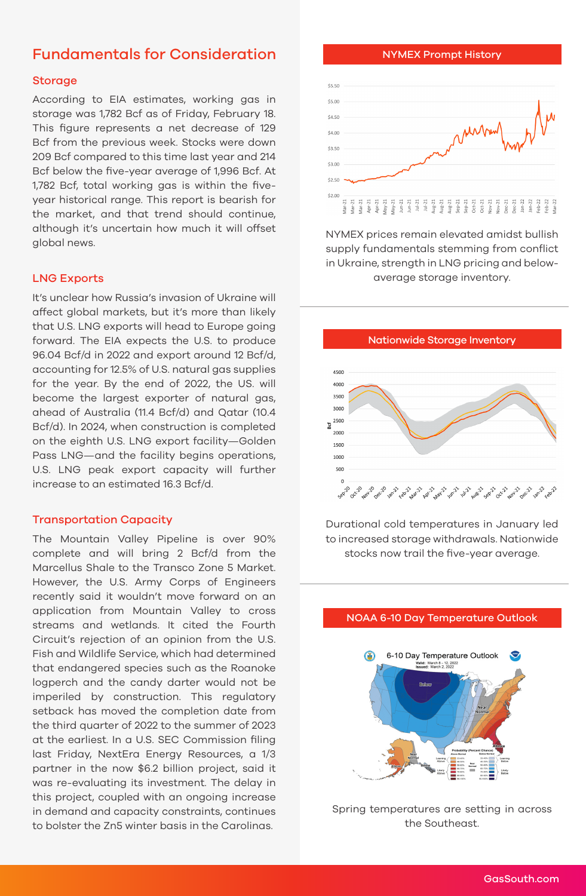# Fundamentals for Consideration

## Storage

According to EIA estimates, working gas in storage was 1,782 Bcf as of Friday, February 18. This figure represents a net decrease of 129 Bcf from the previous week. Stocks were down 209 Bcf compared to this time last year and 214 Bcf below the five-year average of 1,996 Bcf. At 1,782 Bcf, total working gas is within the five-year historical range. This report is bearish for the market, and that trend should continue, although it's uncertain how much it will offset global news.

## LNG Exports

It's unclear how Russia's invasion of Ukraine will affect global markets, but it's more than likely that U.S. LNG exports will head to Europe going forward. The EIA expects the U.S. to produce 96.04 Bcf/d in 2022 and export around 12 Bcf/d, accounting for 12.5% of U.S. natural gas supplies for the year. By the end of 2022, the US. will become the largest exporter of natural gas, ahead of Australia (11.4 Bcf/d) and Qatar (10.4 Bcf/d). In 2024, when construction is completed on the eighth U.S. LNG export facility—Golden Pass LNG—and the facility begins operations, U.S. LNG peak export capacity will further increase to an estimated 16.3 Bcf/d.

## Transportation Capacity

The Mountain Valley Pipeline is over 90% complete and will bring 2 Bcf/d from the Marcellus Shale to the Transco Zone 5 Market. However, the U.S. Army Corps of Engineers recently said it wouldn't move forward on an application from Mountain Valley to cross streams and wetlands. It cited the Fourth Circuit's rejection of an opinion from the U.S. Fish and Wildlife Service, which had determined that endangered species such as the Roanoke logperch and the candy darter would not be imperiled by construction. This regulatory setback has moved the completion date from the third quarter of 2022 to the summer of 2023 at the earliest. In a U.S. SEC Commission filing last Friday, NextEra Energy Resources, a 1/3 partner in the now $6.2 billion project, said it was re-evaluating its investment. The delay in this project, coupled with an ongoing increase in demand and capacity constraints, continues to bolster the Zn5 winter basis in the Carolinas.

### NYMEX Prompt History

$5.50
$5.00
$4.50
$4.00
$3.50
$3.00
$2.50
$2.00
Mar-21 Mar-21 Mar-21 Apr-21 Apr-21 May-21 May-21 Jun-21 Jun-21 Jul-21 Jul-21 Aug-21 Aug-21 Sep-21 Sep-21 Oct-21 Oct-21 Nov-21 Nov-21 Dec-21 Dec-21 Jan-22 Jan-22 Feb-22 Feb-22 Mar-22

NYMEX prices remain elevated amidst bullish supply fundamentals stemming from conflict in Ukraine, strength in LNG pricing and below-average storage inventory.

### Nationwide Storage Inventory

Bcf
4500
4000
3500
3000
2500
2000
1500
1000
500
0
Sep-20 Oct-20 Nov-20 Dec-20 Jan-21 Feb-21 Mar-21 Apr-21 May-21 Jun-21 Jul-21 Aug-21 Sep-21 Oct-21 Nov-21 Dec-21 Jan-22 Feb-22

Durational cold temperatures in January led to increased storage withdrawals. Nationwide stocks now trail the five-year average.

### NOAA 6-10 Day Temperature Outlook

6-10 Day Temperature Outlook
Valid: March 8 - 12, 2022
Issued: March 2, 2022

Spring temperatures are setting in across the Southeast.